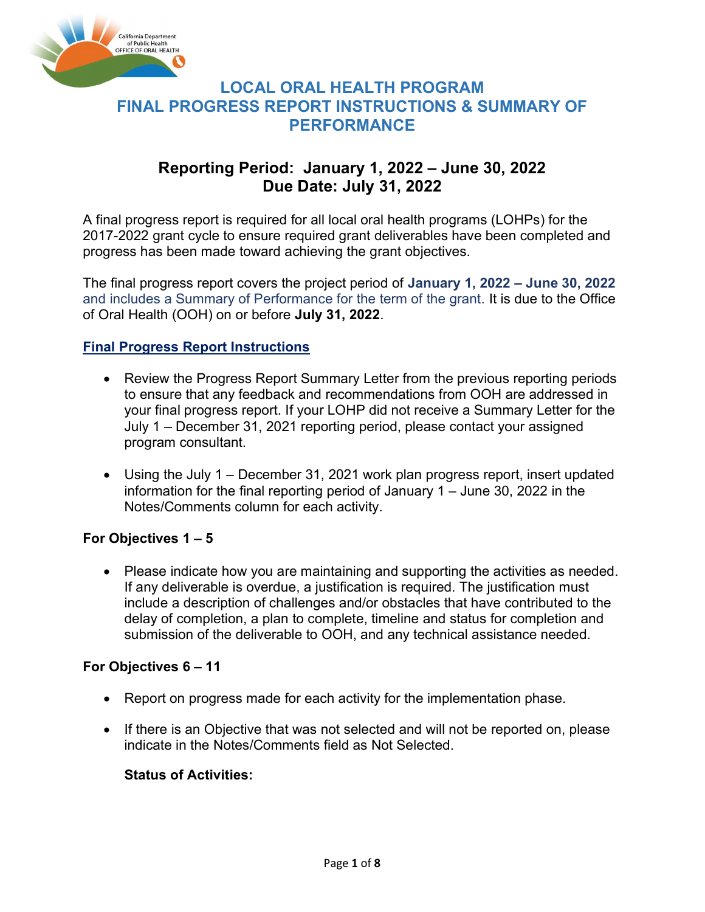California Department of Public Health OFFICE OF ORAL HEALTH

# LOCAL ORAL HEALTH PROGRAM FINAL PROGRESS REPORT INSTRUCTIONS & SUMMARY OF PERFORMANCE

## Reporting Period: January 1, 2022 – June 30, 2022
## Due Date: July 31, 2022

A final progress report is required for all local oral health programs (LOHPs) for the 2017-2022 grant cycle to ensure required grant deliverables have been completed and progress has been made toward achieving the grant objectives.

The final progress report covers the project period of **January 1, 2022 – June 30, 2022** and includes a Summary of Performance for the term of the grant. It is due to the Office of Oral Health (OOH) on or before **July 31, 2022**.

### Final Progress Report Instructions

- Review the Progress Report Summary Letter from the previous reporting periods to ensure that any feedback and recommendations from OOH are addressed in your final progress report. If your LOHP did not receive a Summary Letter for the July 1 – December 31, 2021 reporting period, please contact your assigned program consultant.
- Using the July 1 – December 31, 2021 work plan progress report, insert updated information for the final reporting period of January 1 – June 30, 2022 in the Notes/Comments column for each activity.

**For Objectives 1 – 5**

- Please indicate how you are maintaining and supporting the activities as needed. If any deliverable is overdue, a justification is required. The justification must include a description of challenges and/or obstacles that have contributed to the delay of completion, a plan to complete, timeline and status for completion and submission of the deliverable to OOH, and any technical assistance needed.

**For Objectives 6 – 11**

- Report on progress made for each activity for the implementation phase.
- If there is an Objective that was not selected and will not be reported on, please indicate in the Notes/Comments field as Not Selected.

**Status of Activities:**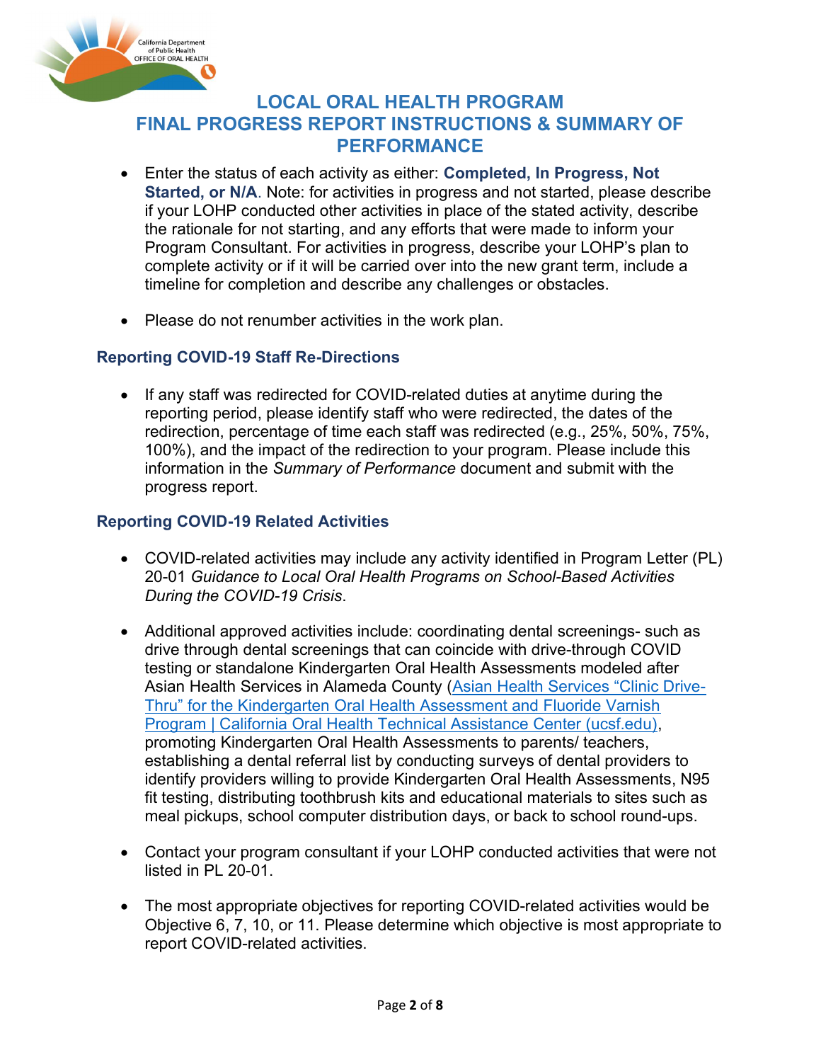# LOCAL ORAL HEALTH PROGRAM FINAL PROGRESS REPORT INSTRUCTIONS & SUMMARY OF PERFORMANCE

- Enter the status of each activity as either: **Completed, In Progress, Not Started, or N/A**. Note: for activities in progress and not started, please describe if your LOHP conducted other activities in place of the stated activity, describe the rationale for not starting, and any efforts that were made to inform your Program Consultant. For activities in progress, describe your LOHP's plan to complete activity or if it will be carried over into the new grant term, include a timeline for completion and describe any challenges or obstacles.

- Please do not renumber activities in the work plan.

### Reporting COVID-19 Staff Re-Directions

- If any staff was redirected for COVID-related duties at anytime during the reporting period, please identify staff who were redirected, the dates of the redirection, percentage of time each staff was redirected (e.g., 25%, 50%, 75%, 100%), and the impact of the redirection to your program. Please include this information in the *Summary of Performance* document and submit with the progress report.

### Reporting COVID-19 Related Activities

- COVID-related activities may include any activity identified in Program Letter (PL) 20-01 *Guidance to Local Oral Health Programs on School-Based Activities During the COVID-19 Crisis*.

- Additional approved activities include: coordinating dental screenings- such as drive through dental screenings that can coincide with drive-through COVID testing or standalone Kindergarten Oral Health Assessments modeled after Asian Health Services in Alameda County (Asian Health Services "Clinic Drive-Thru" for the Kindergarten Oral Health Assessment and Fluoride Varnish Program | California Oral Health Technical Assistance Center (ucsf.edu), promoting Kindergarten Oral Health Assessments to parents/ teachers, establishing a dental referral list by conducting surveys of dental providers to identify providers willing to provide Kindergarten Oral Health Assessments, N95 fit testing, distributing toothbrush kits and educational materials to sites such as meal pickups, school computer distribution days, or back to school round-ups.

- Contact your program consultant if your LOHP conducted activities that were not listed in PL 20-01.

- The most appropriate objectives for reporting COVID-related activities would be Objective 6, 7, 10, or 11. Please determine which objective is most appropriate to report COVID-related activities.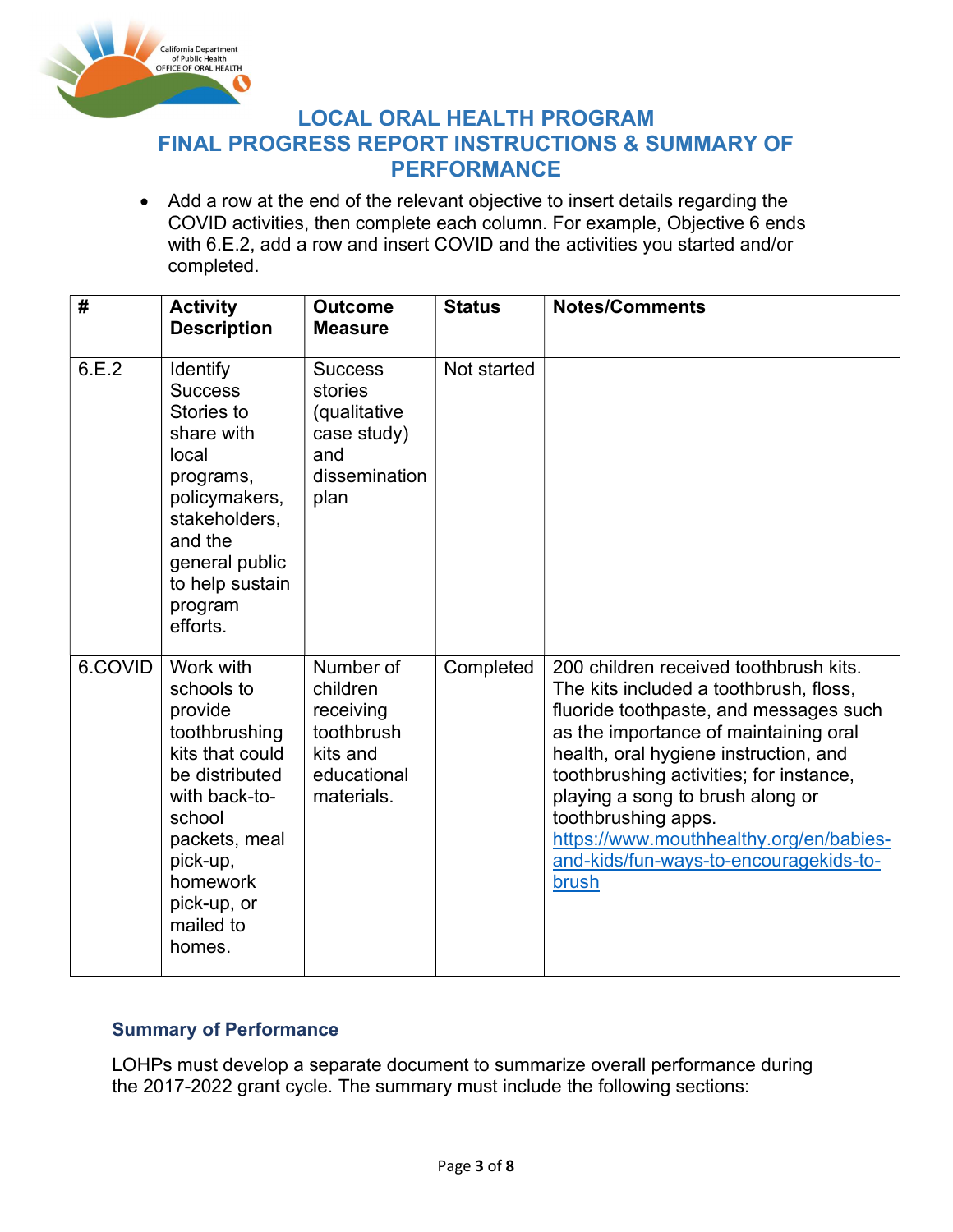# LOCAL ORAL HEALTH PROGRAM
# FINAL PROGRESS REPORT INSTRUCTIONS & SUMMARY OF PERFORMANCE

- Add a row at the end of the relevant objective to insert details regarding the COVID activities, then complete each column. For example, Objective 6 ends with 6.E.2, add a row and insert COVID and the activities you started and/or completed.

| # | Activity Description | Outcome Measure | Status | Notes/Comments |
|---|---|---|---|---|
| 6.E.2 | Identify Success Stories to share with local programs, policymakers, stakeholders, and the general public to help sustain program efforts. | Success stories (qualitative case study) and dissemination plan | Not started | |
| 6.COVID | Work with schools to provide toothbrushing kits that could be distributed with back-to-school packets, meal pick-up, homework pick-up, or mailed to homes. | Number of children receiving toothbrush kits and educational materials. | Completed | 200 children received toothbrush kits. The kits included a toothbrush, floss, fluoride toothpaste, and messages such as the importance of maintaining oral health, oral hygiene instruction, and toothbrushing activities; for instance, playing a song to brush along or toothbrushing apps. [https://www.mouthhealthy.org/en/babies-and-kids/fun-ways-to-encouragekids-to-brush](https://www.mouthhealthy.org/en/babies-and-kids/fun-ways-to-encouragekids-to-brush) |

### Summary of Performance

LOHPs must develop a separate document to summarize overall performance during the 2017-2022 grant cycle. The summary must include the following sections: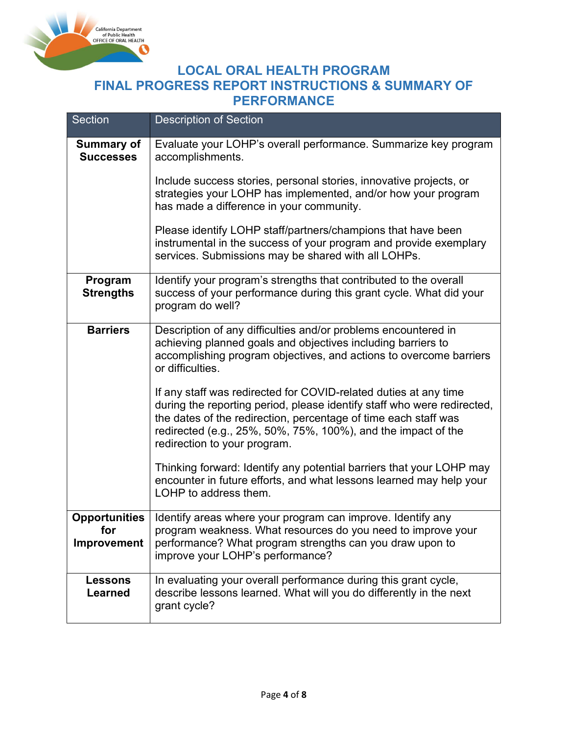# LOCAL ORAL HEALTH PROGRAM
# FINAL PROGRESS REPORT INSTRUCTIONS & SUMMARY OF PERFORMANCE

| Section | Description of Section |
|---|---|
| **Summary of Successes** | Evaluate your LOHP's overall performance. Summarize key program accomplishments.<br><br>Include success stories, personal stories, innovative projects, or strategies your LOHP has implemented, and/or how your program has made a difference in your community.<br><br>Please identify LOHP staff/partners/champions that have been instrumental in the success of your program and provide exemplary services. Submissions may be shared with all LOHPs. |
| **Program Strengths** | Identify your program's strengths that contributed to the overall success of your performance during this grant cycle. What did your program do well? |
| **Barriers** | Description of any difficulties and/or problems encountered in achieving planned goals and objectives including barriers to accomplishing program objectives, and actions to overcome barriers or difficulties.<br><br>If any staff was redirected for COVID-related duties at any time during the reporting period, please identify staff who were redirected, the dates of the redirection, percentage of time each staff was redirected (e.g., 25%, 50%, 75%, 100%), and the impact of the redirection to your program.<br><br>Thinking forward: Identify any potential barriers that your LOHP may encounter in future efforts, and what lessons learned may help your LOHP to address them. |
| **Opportunities for Improvement** | Identify areas where your program can improve. Identify any program weakness. What resources do you need to improve your performance? What program strengths can you draw upon to improve your LOHP's performance? |
| **Lessons Learned** | In evaluating your overall performance during this grant cycle, describe lessons learned. What will you do differently in the next grant cycle? |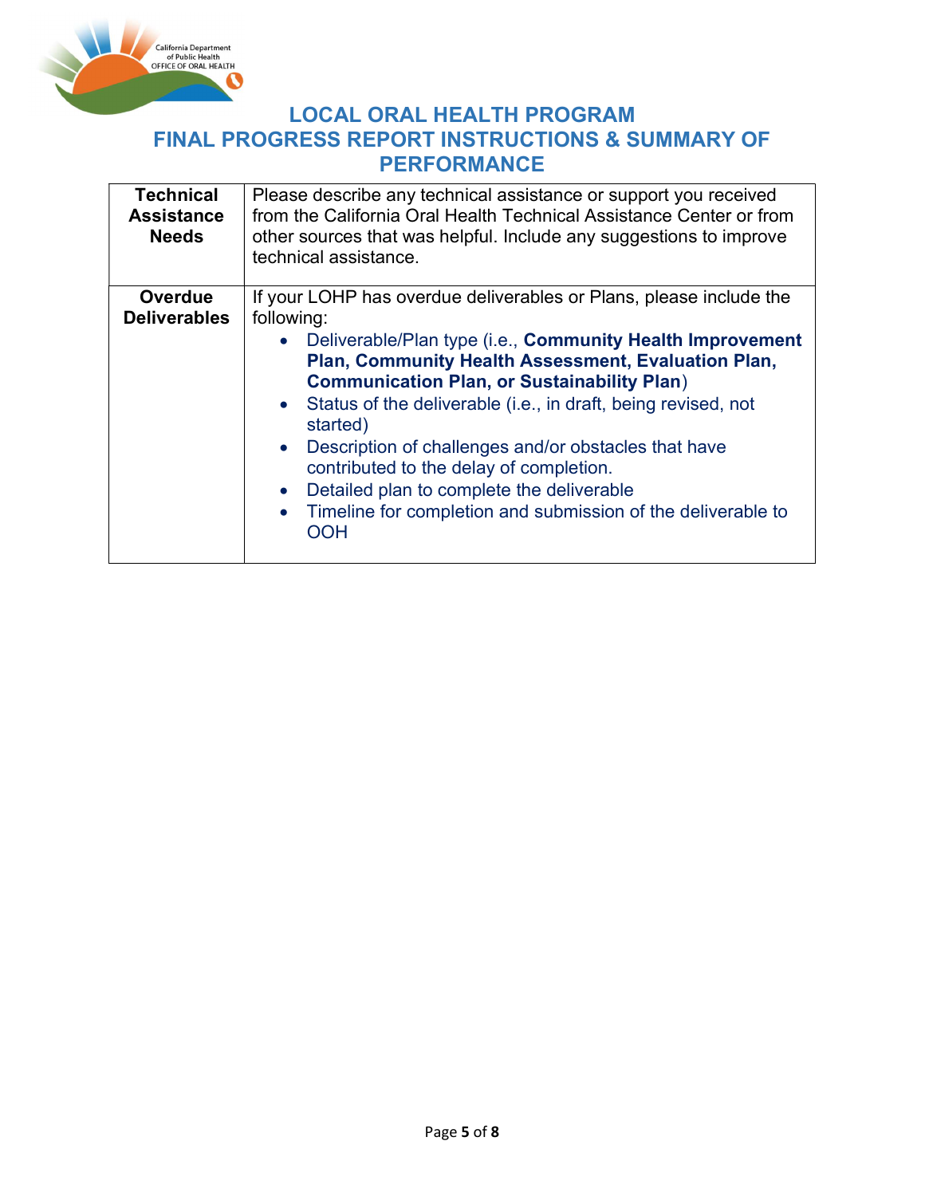# LOCAL ORAL HEALTH PROGRAM
# FINAL PROGRESS REPORT INSTRUCTIONS & SUMMARY OF PERFORMANCE

| | |
|---|---|
| **Technical Assistance Needs** | Please describe any technical assistance or support you received from the California Oral Health Technical Assistance Center or from other sources that was helpful. Include any suggestions to improve technical assistance. |
| **Overdue Deliverables** | If your LOHP has overdue deliverables or Plans, please include the following:<br>• Deliverable/Plan type (i.e., **Community Health Improvement Plan, Community Health Assessment, Evaluation Plan, Communication Plan, or Sustainability Plan**)<br>• Status of the deliverable (i.e., in draft, being revised, not started)<br>• Description of challenges and/or obstacles that have contributed to the delay of completion.<br>• Detailed plan to complete the deliverable<br>• Timeline for completion and submission of the deliverable to OOH |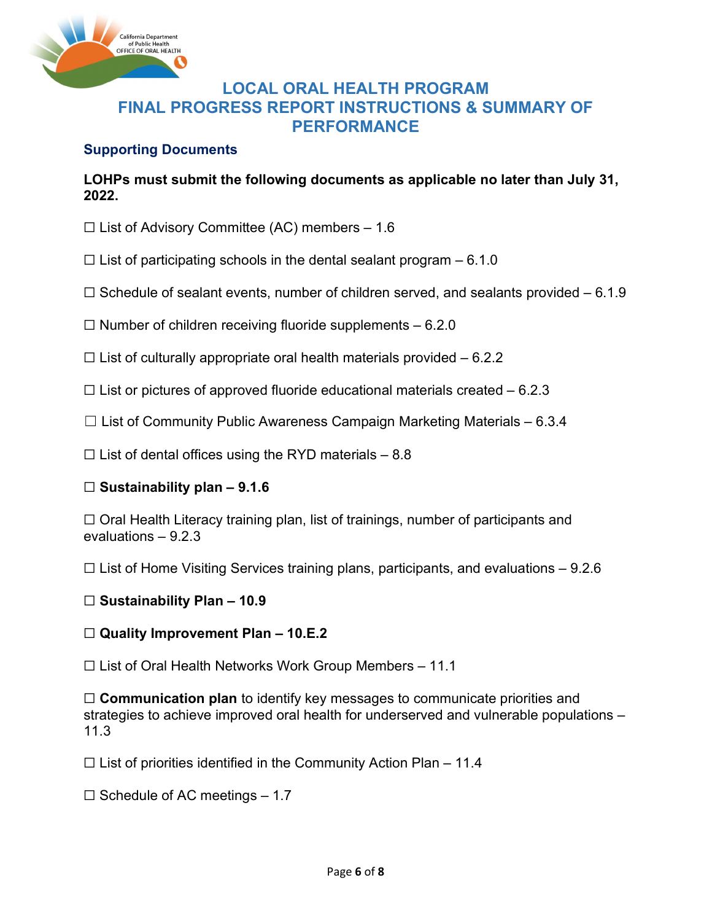# LOCAL ORAL HEALTH PROGRAM FINAL PROGRESS REPORT INSTRUCTIONS & SUMMARY OF PERFORMANCE

## Supporting Documents

**LOHPs must submit the following documents as applicable no later than July 31, 2022.**

☐ List of Advisory Committee (AC) members – 1.6

☐ List of participating schools in the dental sealant program – 6.1.0

☐ Schedule of sealant events, number of children served, and sealants provided – 6.1.9

☐ Number of children receiving fluoride supplements – 6.2.0

☐ List of culturally appropriate oral health materials provided – 6.2.2

☐ List or pictures of approved fluoride educational materials created – 6.2.3

☐ List of Community Public Awareness Campaign Marketing Materials – 6.3.4

☐ List of dental offices using the RYD materials – 8.8

☐ **Sustainability plan – 9.1.6**

☐ Oral Health Literacy training plan, list of trainings, number of participants and evaluations – 9.2.3

☐ List of Home Visiting Services training plans, participants, and evaluations – 9.2.6

☐ **Sustainability Plan – 10.9**

☐ **Quality Improvement Plan – 10.E.2**

☐ List of Oral Health Networks Work Group Members – 11.1

☐ **Communication plan** to identify key messages to communicate priorities and strategies to achieve improved oral health for underserved and vulnerable populations – 11.3

☐ List of priorities identified in the Community Action Plan – 11.4

☐ Schedule of AC meetings – 1.7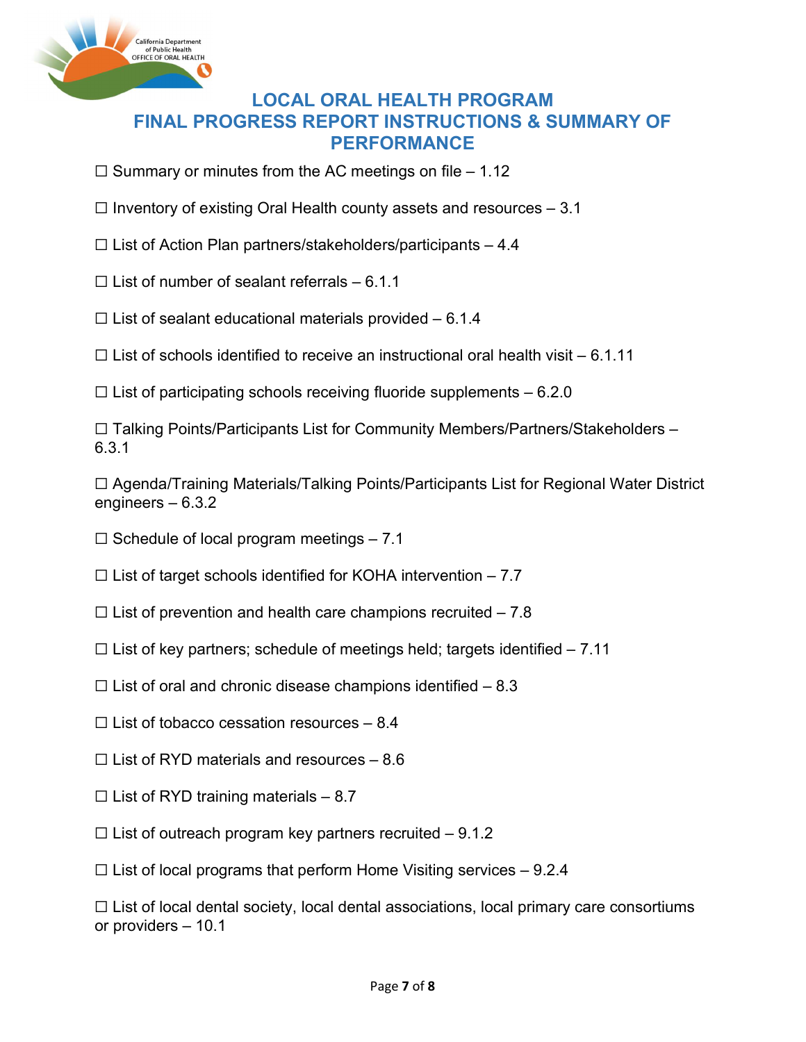# LOCAL ORAL HEALTH PROGRAM
# FINAL PROGRESS REPORT INSTRUCTIONS & SUMMARY OF PERFORMANCE

☐ Summary or minutes from the AC meetings on file – 1.12

☐ Inventory of existing Oral Health county assets and resources – 3.1

☐ List of Action Plan partners/stakeholders/participants – 4.4

☐ List of number of sealant referrals – 6.1.1

☐ List of sealant educational materials provided – 6.1.4

☐ List of schools identified to receive an instructional oral health visit – 6.1.11

☐ List of participating schools receiving fluoride supplements – 6.2.0

☐ Talking Points/Participants List for Community Members/Partners/Stakeholders – 6.3.1

☐ Agenda/Training Materials/Talking Points/Participants List for Regional Water District engineers – 6.3.2

☐ Schedule of local program meetings – 7.1

☐ List of target schools identified for KOHA intervention – 7.7

☐ List of prevention and health care champions recruited – 7.8

☐ List of key partners; schedule of meetings held; targets identified – 7.11

☐ List of oral and chronic disease champions identified – 8.3

☐ List of tobacco cessation resources – 8.4

☐ List of RYD materials and resources – 8.6

☐ List of RYD training materials – 8.7

☐ List of outreach program key partners recruited – 9.1.2

☐ List of local programs that perform Home Visiting services – 9.2.4

☐ List of local dental society, local dental associations, local primary care consortiums or providers – 10.1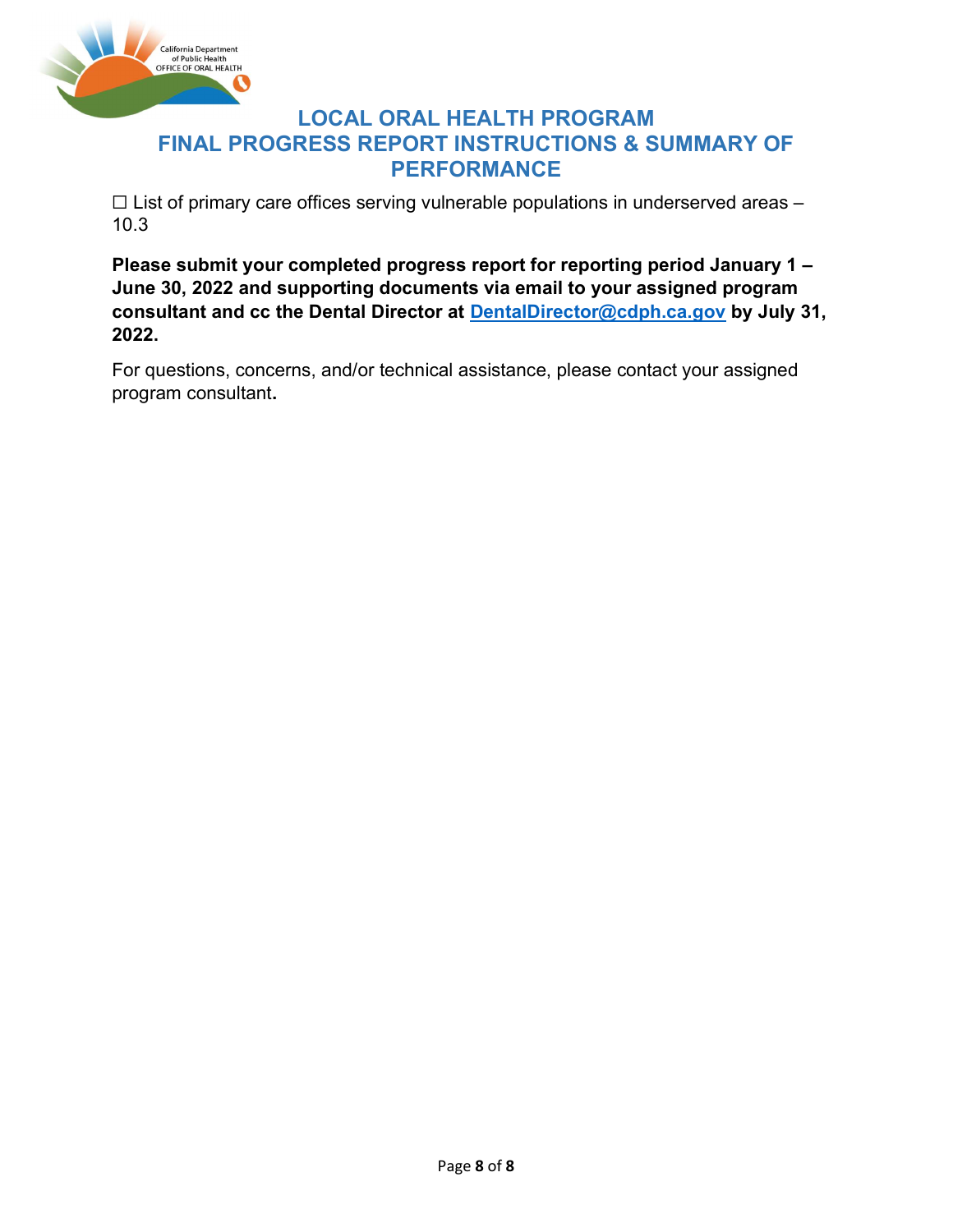# LOCAL ORAL HEALTH PROGRAM FINAL PROGRESS REPORT INSTRUCTIONS & SUMMARY OF PERFORMANCE

☐ List of primary care offices serving vulnerable populations in underserved areas – 10.3

**Please submit your completed progress report for reporting period January 1 – June 30, 2022 and supporting documents via email to your assigned program consultant and cc the Dental Director at [DentalDirector@cdph.ca.gov](mailto:DentalDirector@cdph.ca.gov) by July 31, 2022.**

For questions, concerns, and/or technical assistance, please contact your assigned program consultant**.**